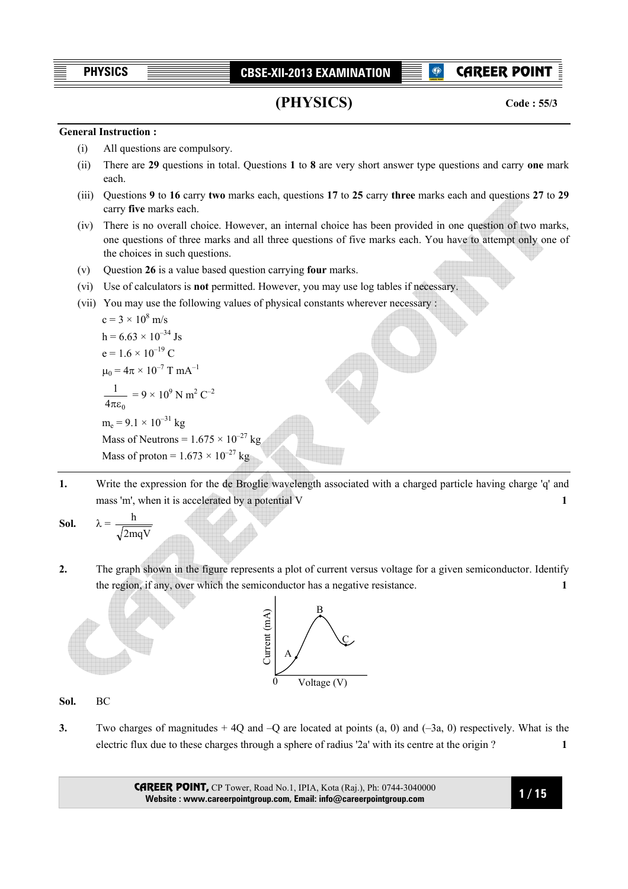# (PHYSICS)

**Code : 55/3**

**General Instruction :**

(i) All questions are compulsory.

(ii) There are **29** questions in total. Questions **1** to **8** are very short answer type questions and carry **one** mark each.

(iii) Questions **9** to **16** carry **two** marks each, questions **17** to **25** carry **three** marks each and questions **27** to **29** carry **five** marks each.

(iv) There is no overall choice. However, an internal choice has been provided in one question of two marks, one questions of three marks and all three questions of five marks each. You have to attempt only one of the choices in such questions.

(v) Question **26** is a value based question carrying **four** marks.

(vi) Use of calculators is **not** permitted. However, you may use log tables if necessary.

(vii) You may use the following values of physical constants wherever necessary :

$c = 3 \times 10^8$ m/s

$h = 6.63 \times 10^{-34}$ Js

$e = 1.6 \times 10^{-19}$ C

$\mu_0 = 4\pi \times 10^{-7}$ T mA$^{-1}$

$\frac{1}{4\pi\varepsilon_0} = 9 \times 10^9$ N m$^2$ C$^{-2}$

$m_e = 9.1 \times 10^{-31}$ kg

Mass of Neutrons = $1.675 \times 10^{-27}$ kg

Mass of proton = $1.673 \times 10^{-27}$ kg

---

**1.** Write the expression for the de Broglie wavelength associated with a charged particle having charge 'q' and mass 'm', when it is accelerated by a potential V **1**

**Sol.** $\lambda = \frac{h}{\sqrt{2mqV}}$

**2.** The graph shown in the figure represents a plot of current versus voltage for a given semiconductor. Identify the region, if any, over which the semiconductor has a negative resistance. **1**

**Sol.** BC

**3.** Two charges of magnitudes + 4Q and –Q are located at points (a, 0) and (–3a, 0) respectively. What is the electric flux due to these charges through a sphere of radius '2a' with its centre at the origin ? **1**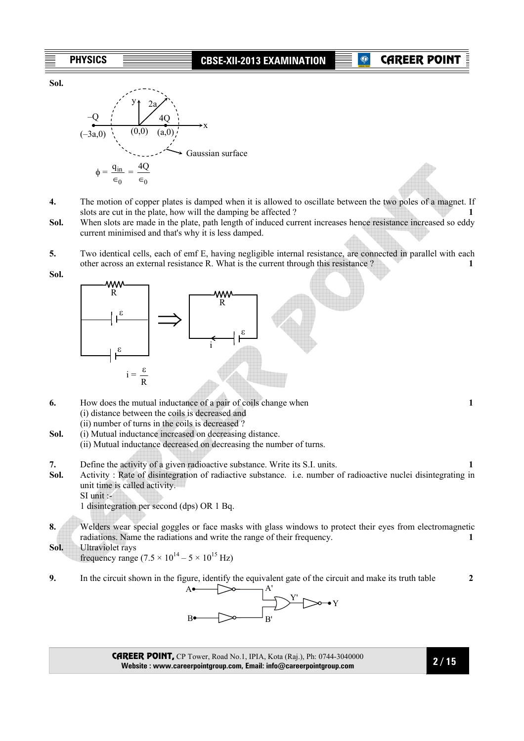**Sol.**

$$\phi = \frac{q_{in}}{\epsilon_0} = \frac{4Q}{\epsilon_0}$$

**4.** The motion of copper plates is damped when it is allowed to oscillate between the two poles of a magnet. If slots are cut in the plate, how will the damping be affected ? **1**

**Sol.** When slots are made in the plate, path length of induced current increases hence resistance increased so eddy current minimised and that's why it is less damped.

**5.** Two identical cells, each of emf E, having negligible internal resistance, are connected in parallel with each other across an external resistance R. What is the current through this resistance ? **1**

**Sol.**

$$i = \frac{\varepsilon}{R}$$

**6.** How does the mutual inductance of a pair of coils change when **1**

(i) distance between the coils is decreased and

(ii) number of turns in the coils is decreased ?

**Sol.** (i) Mutual inductance increased on decreasing distance.

(ii) Mutual inductance decreased on decreasing the number of turns.

**7.** Define the activity of a given radioactive substance. Write its S.I. units. **1**

**Sol.** Activity : Rate of disintegration of radiactive substance. i.e. number of radioactive nuclei disintegrating in unit time is called activity.

SI unit :-

1 disintegration per second (dps) OR 1 Bq.

**8.** Welders wear special goggles or face masks with glass windows to protect their eyes from electromagnetic radiations. Name the radiations and write the range of their frequency. **1**

**Sol.** Ultraviolet rays

frequency range ($7.5 \times 10^{14} - 5 \times 10^{15}$ Hz)

**9.** In the circuit shown in the figure, identify the equivalent gate of the circuit and make its truth table **2**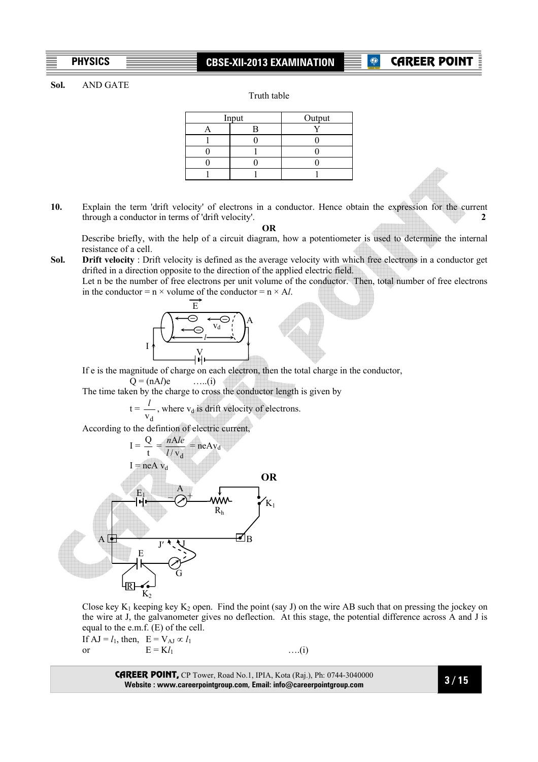**Sol.** AND GATE

Truth table

| Input | | Output |
|---|---|---|
| A | B | Y |
| 1 | 0 | 0 |
| 0 | 1 | 0 |
| 0 | 0 | 0 |
| 1 | 1 | 1 |

**10.** Explain the term 'drift velocity' of electrons in a conductor. Hence obtain the expression for the current through a conductor in terms of 'drift velocity'. **2**

**OR**

Describe briefly, with the help of a circuit diagram, how a potentiometer is used to determine the internal resistance of a cell.

**Sol.** **Drift velocity** : Drift velocity is defined as the average velocity with which free electrons in a conductor get drifted in a direction opposite to the direction of the applied electric field.

Let n be the number of free electrons per unit volume of the conductor. Then, total number of free electrons in the conductor = n × volume of the conductor = n × A$l$.

If e is the magnitude of charge on each electron, then the total charge in the conductor,

$Q = (nAl)e$ .....(i)

The time taken by the charge to cross the conductor length is given by

$t = \frac{l}{v_d}$, where $v_d$ is drift velocity of electrons.

According to the defintion of electric current,

$$I = \frac{Q}{t} = \frac{nAle}{l/v_d} = neAv_d$$

$$I = neA\,v_d$$

**OR**

Close key $K_1$ keeping key $K_2$ open. Find the point (say J) on the wire AB such that on pressing the jockey on the wire at J, the galvanometer gives no deflection. At this stage, the potential difference across A and J is equal to the e.m.f. (E) of the cell.

If AJ = $l_1$, then, $E = V_{AJ} \propto l_1$

or $E = Kl_1$ ....(i)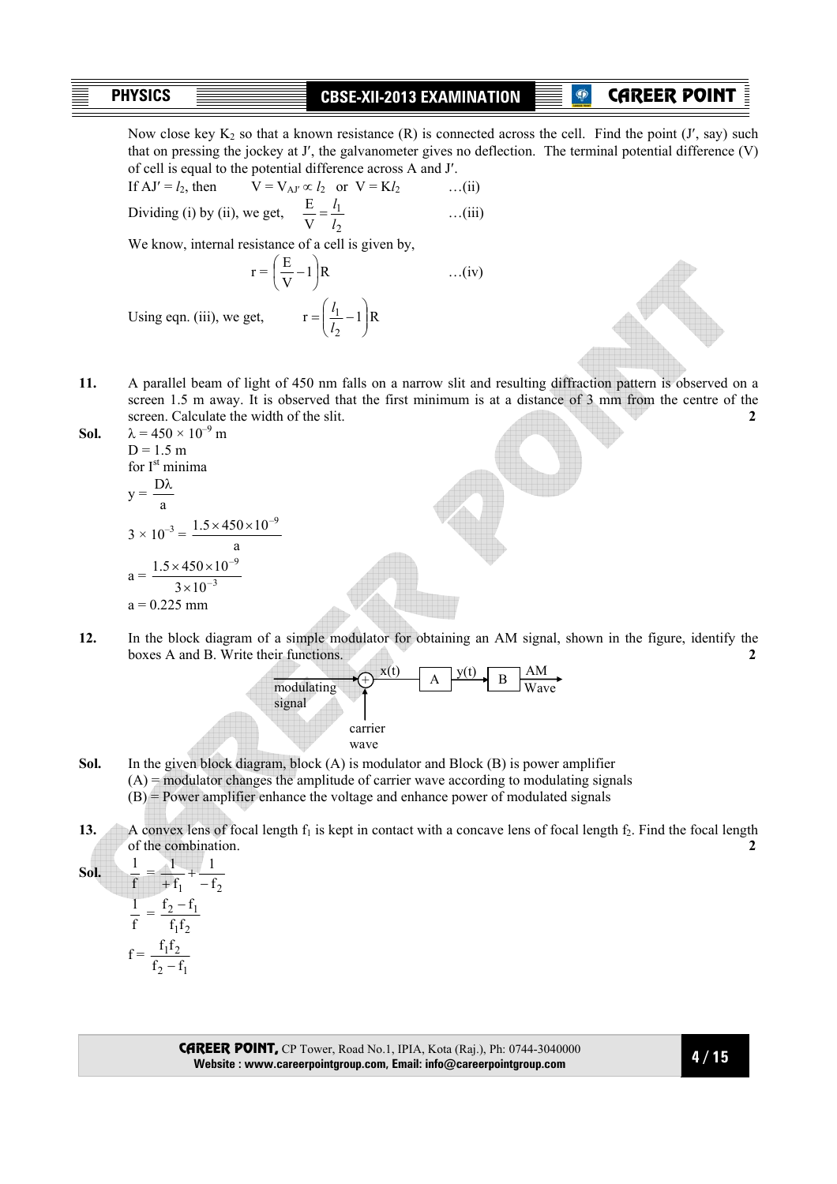Now close key $K_2$ so that a known resistance (R) is connected across the cell. Find the point (J′, say) such that on pressing the jockey at J′, the galvanometer gives no deflection. The terminal potential difference (V) of cell is equal to the potential difference across A and J′.

If AJ′ = $l_2$, then $V = V_{AJ'} \propto l_2$ or $V = Kl_2$ …(ii)

Dividing (i) by (ii), we get, $\dfrac{E}{V} = \dfrac{l_1}{l_2}$ …(iii)

We know, internal resistance of a cell is given by,

$$r = \left(\frac{E}{V} - 1\right)R \quad \text{…(iv)}$$

Using eqn. (iii), we get, $r = \left(\dfrac{l_1}{l_2} - 1\right)R$

**11.** A parallel beam of light of 450 nm falls on a narrow slit and resulting diffraction pattern is observed on a screen 1.5 m away. It is observed that the first minimum is at a distance of 3 mm from the centre of the screen. Calculate the width of the slit. **2**

**Sol.** $\lambda = 450 \times 10^{-9}$ m

D = 1.5 m

for Ist minima

$$y = \frac{D\lambda}{a}$$

$$3 \times 10^{-3} = \frac{1.5 \times 450 \times 10^{-9}}{a}$$

$$a = \frac{1.5 \times 450 \times 10^{-9}}{3 \times 10^{-3}}$$

a = 0.225 mm

**12.** In the block diagram of a simple modulator for obtaining an AM signal, shown in the figure, identify the boxes A and B. Write their functions. **2**

modulating signal → (+) → x(t) → [A] → y(t) → [B] → AM Wave
(carrier wave → (+))

**Sol.** In the given block diagram, block (A) is modulator and Block (B) is power amplifier

(A) = modulator changes the amplitude of carrier wave according to modulating signals

(B) = Power amplifier enhance the voltage and enhance power of modulated signals

**13.** A convex lens of focal length $f_1$ is kept in contact with a concave lens of focal length $f_2$. Find the focal length of the combination. **2**

**Sol.**
$$\frac{1}{f} = \frac{1}{+f_1} + \frac{1}{-f_2}$$

$$\frac{1}{f} = \frac{f_2 - f_1}{f_1 f_2}$$

$$f = \frac{f_1 f_2}{f_2 - f_1}$$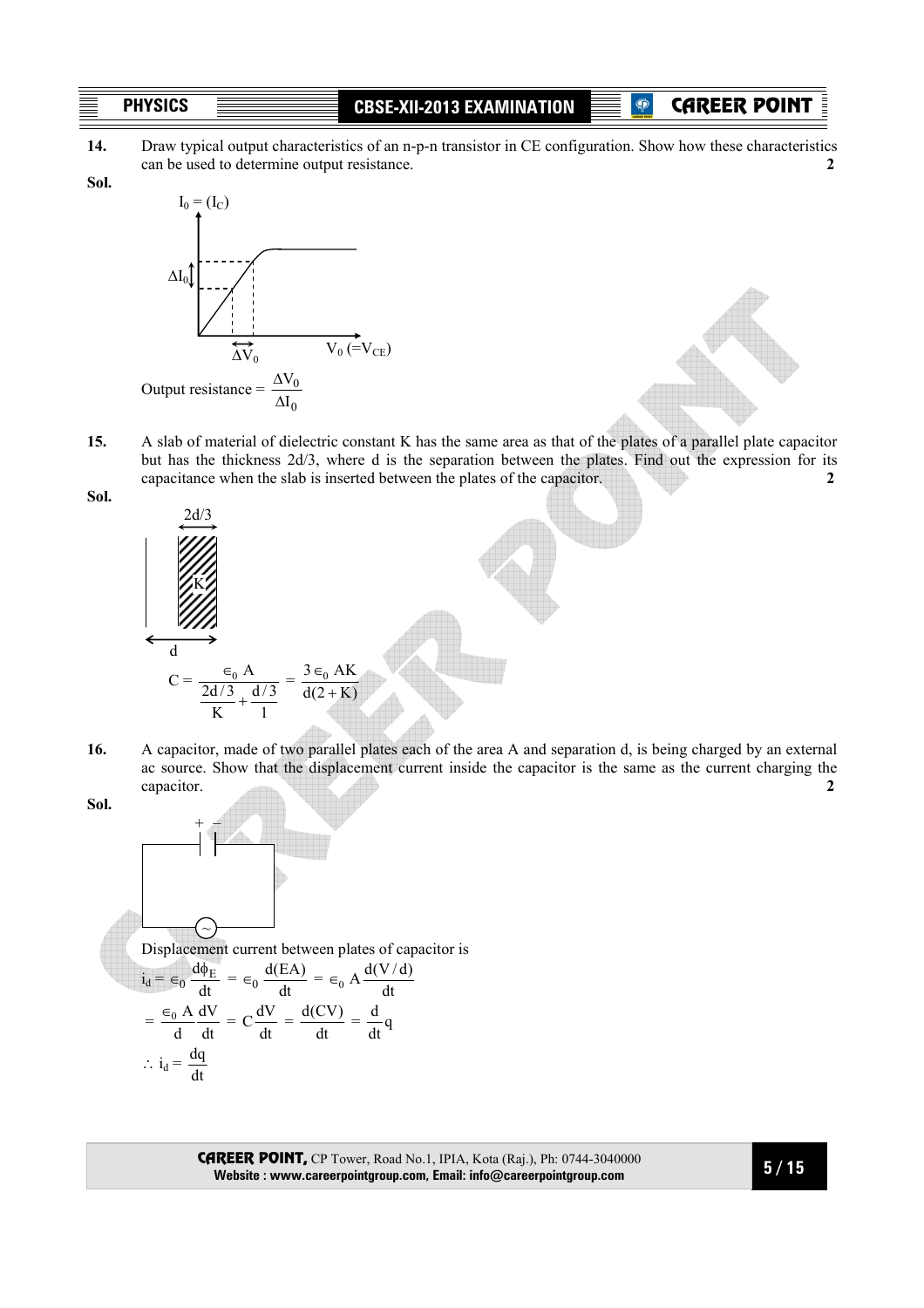**14.** Draw typical output characteristics of an n-p-n transistor in CE configuration. Show how these characteristics can be used to determine output resistance. **2**

**Sol.**

$I_0 = (I_C)$

$\Delta I_0$

$\Delta V_0$ $\quad V_0 (=V_{CE})$

Output resistance = $\dfrac{\Delta V_0}{\Delta I_0}$

**15.** A slab of material of dielectric constant K has the same area as that of the plates of a parallel plate capacitor but has the thickness 2d/3, where d is the separation between the plates. Find out the expression for its capacitance when the slab is inserted between the plates of the capacitor. **2**

**Sol.**

2d/3

K

d

$$C = \frac{\epsilon_0 A}{\frac{2d/3}{K} + \frac{d/3}{1}} = \frac{3\epsilon_0 AK}{d(2+K)}$$

**16.** A capacitor, made of two parallel plates each of the area A and separation d, is being charged by an external ac source. Show that the displacement current inside the capacitor is the same as the current charging the capacitor. **2**

**Sol.**

Displacement current between plates of capacitor is

$$i_d = \epsilon_0 \frac{d\phi_E}{dt} = \epsilon_0 \frac{d(EA)}{dt} = \epsilon_0 A \frac{d(V/d)}{dt}$$

$$= \frac{\epsilon_0 A}{d}\frac{dV}{dt} = C\frac{dV}{dt} = \frac{d(CV)}{dt} = \frac{d}{dt}q$$

$$\therefore i_d = \frac{dq}{dt}$$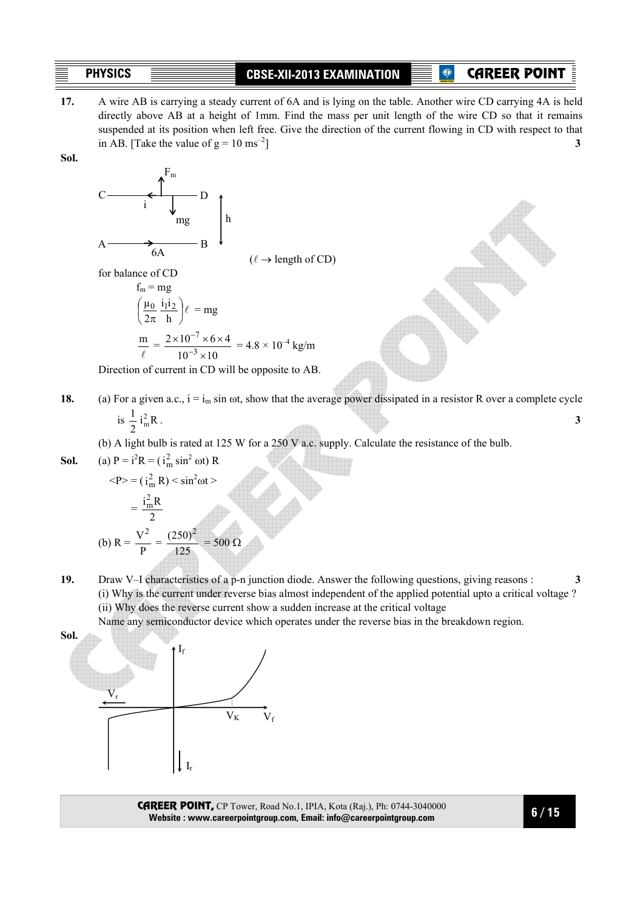**17.** A wire AB is carrying a steady current of 6A and is lying on the table. Another wire CD carrying 4A is held directly above AB at a height of 1mm. Find the mass per unit length of the wire CD so that it remains suspended at its position when left free. Give the direction of the current flowing in CD with respect to that in AB. [Take the value of $g = 10\ ms^{-2}$] **3**

**Sol.**

($\ell \rightarrow$ length of CD)

for balance of CD

$$f_m = mg$$

$$\left(\frac{\mu_0}{2\pi}\frac{i_1 i_2}{h}\right)\ell = mg$$

$$\frac{m}{\ell} = \frac{2\times10^{-7}\times6\times4}{10^{-3}\times10} = 4.8\times10^{-4}\ \text{kg/m}$$

Direction of current in CD will be opposite to AB.

**18.** (a) For a given a.c., $i = i_m \sin \omega t$, show that the average power dissipated in a resistor R over a complete cycle is $\frac{1}{2} i_m^2 R$. **3**

(b) A light bulb is rated at 125 W for a 250 V a.c. supply. Calculate the resistance of the bulb.

**Sol.** (a) $P = i^2R = (i_m^2 \sin^2 \omega t)\ R$

$$\langle P \rangle = (i_m^2 R) < \sin^2\omega t >$$

$$= \frac{i_m^2 R}{2}$$

(b) $R = \frac{V^2}{P} = \frac{(250)^2}{125} = 500\ \Omega$

**19.** Draw V–I characteristics of a p-n junction diode. Answer the following questions, giving reasons : **3**

(i) Why is the current under reverse bias almost independent of the applied potential upto a critical voltage ?

(ii) Why does the reverse current show a sudden increase at the critical voltage

Name any semiconductor device which operates under the reverse bias in the breakdown region.

**Sol.**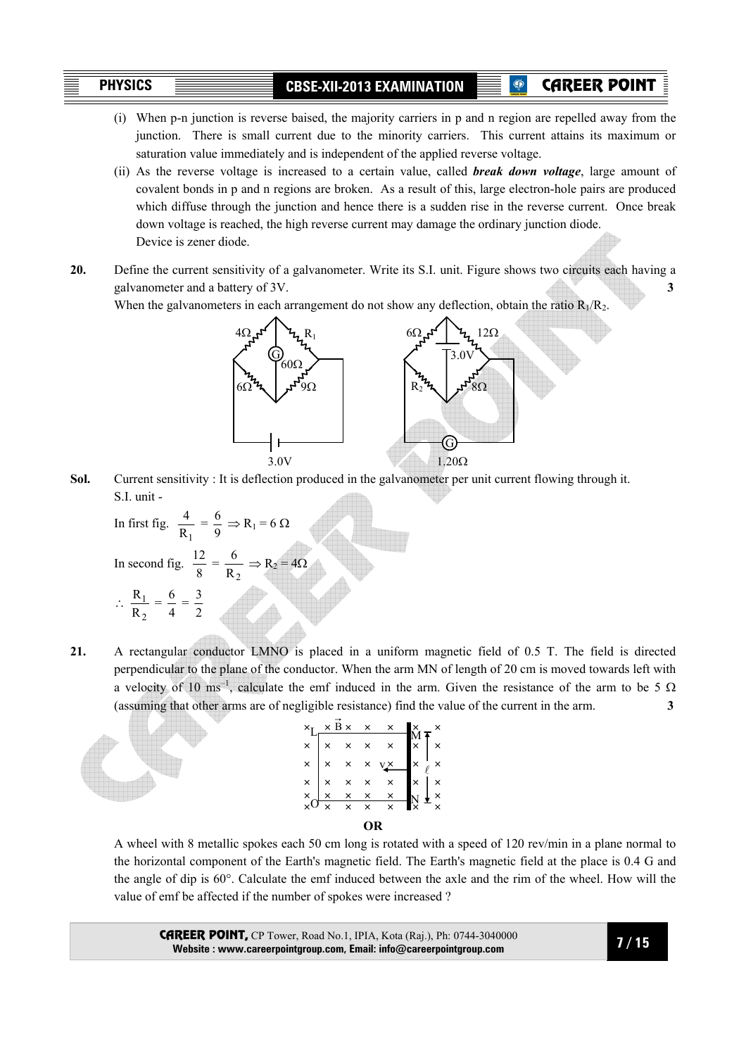(i) When p-n junction is reverse baised, the majority carriers in p and n region are repelled away from the junction. There is small current due to the minority carriers. This current attains its maximum or saturation value immediately and is independent of the applied reverse voltage.

(ii) As the reverse voltage is increased to a certain value, called ***break down voltage***, large amount of covalent bonds in p and n regions are broken. As a result of this, large electron-hole pairs are produced which diffuse through the junction and hence there is a sudden rise in the reverse current. Once break down voltage is reached, the high reverse current may damage the ordinary junction diode.
Device is zener diode.

**20.** Define the current sensitivity of a galvanometer. Write its S.I. unit. Figure shows two circuits each having a galvanometer and a battery of 3V. **3**

When the galvanometers in each arrangement do not show any deflection, obtain the ratio $R_1/R_2$.

**Sol.** Current sensitivity : It is deflection produced in the galvanometer per unit current flowing through it.
S.I. unit -

In first fig. $\frac{4}{R_1} = \frac{6}{9} \Rightarrow R_1 = 6\ \Omega$

In second fig. $\frac{12}{8} = \frac{6}{R_2} \Rightarrow R_2 = 4\Omega$

$\therefore \frac{R_1}{R_2} = \frac{6}{4} = \frac{3}{2}$

**21.** A rectangular conductor LMNO is placed in a uniform magnetic field of 0.5 T. The field is directed perpendicular to the plane of the conductor. When the arm MN of length of 20 cm is moved towards left with a velocity of 10 $ms^{-1}$, calculate the emf induced in the arm. Given the resistance of the arm to be 5 $\Omega$ (assuming that other arms are of negligible resistance) find the value of the current in the arm. **3**

**OR**

A wheel with 8 metallic spokes each 50 cm long is rotated with a speed of 120 rev/min in a plane normal to the horizontal component of the Earth's magnetic field. The Earth's magnetic field at the place is 0.4 G and the angle of dip is 60°. Calculate the emf induced between the axle and the rim of the wheel. How will the value of emf be affected if the number of spokes were increased ?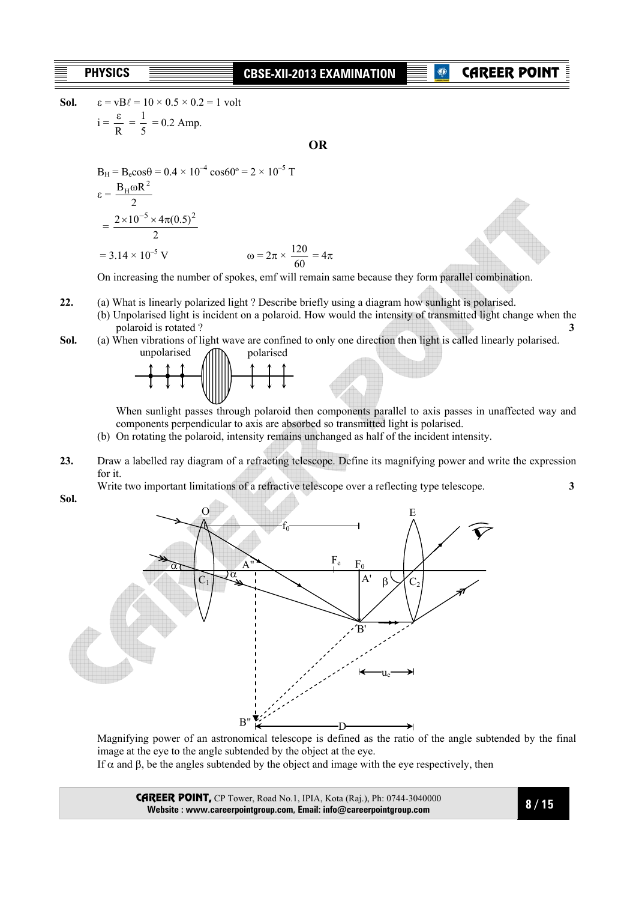**Sol.** $\varepsilon = vB\ell = 10 \times 0.5 \times 0.2 = 1$ volt

$i = \frac{\varepsilon}{R} = \frac{1}{5} = 0.2$ Amp.

**OR**

$B_H = B_e\cos\theta = 0.4 \times 10^{-4}\cos60^\circ = 2 \times 10^{-5}$ T

$\varepsilon = \frac{B_H \omega R^2}{2}$

$= \frac{2 \times 10^{-5} \times 4\pi(0.5)^2}{2}$

$= 3.14 \times 10^{-5}$ V $\qquad \omega = 2\pi \times \frac{120}{60} = 4\pi$

On increasing the number of spokes, emf will remain same because they form parallel combination.

**22.** (a) What is linearly polarized light ? Describe briefly using a diagram how sunlight is polarised.
(b) Unpolarised light is incident on a polaroid. How would the intensity of transmitted light change when the polaroid is rotated ? **3**

**Sol.** (a) When vibrations of light wave are confined to only one direction then light is called linearly polarised.

unpolarised $\qquad$ polarised

When sunlight passes through polaroid then components parallel to axis passes in unaffected way and components perpendicular to axis are absorbed so transmitted light is polarised.

(b) On rotating the polaroid, intensity remains unchanged as half of the incident intensity.

**23.** Draw a labelled ray diagram of a refracting telescope. Define its magnifying power and write the expression for it.
Write two important limitations of a refractive telescope over a reflecting type telescope. **3**

**Sol.**

Magnifying power of an astronomical telescope is defined as the ratio of the angle subtended by the final image at the eye to the angle subtended by the object at the eye.

If $\alpha$ and $\beta$, be the angles subtended by the object and image with the eye respectively, then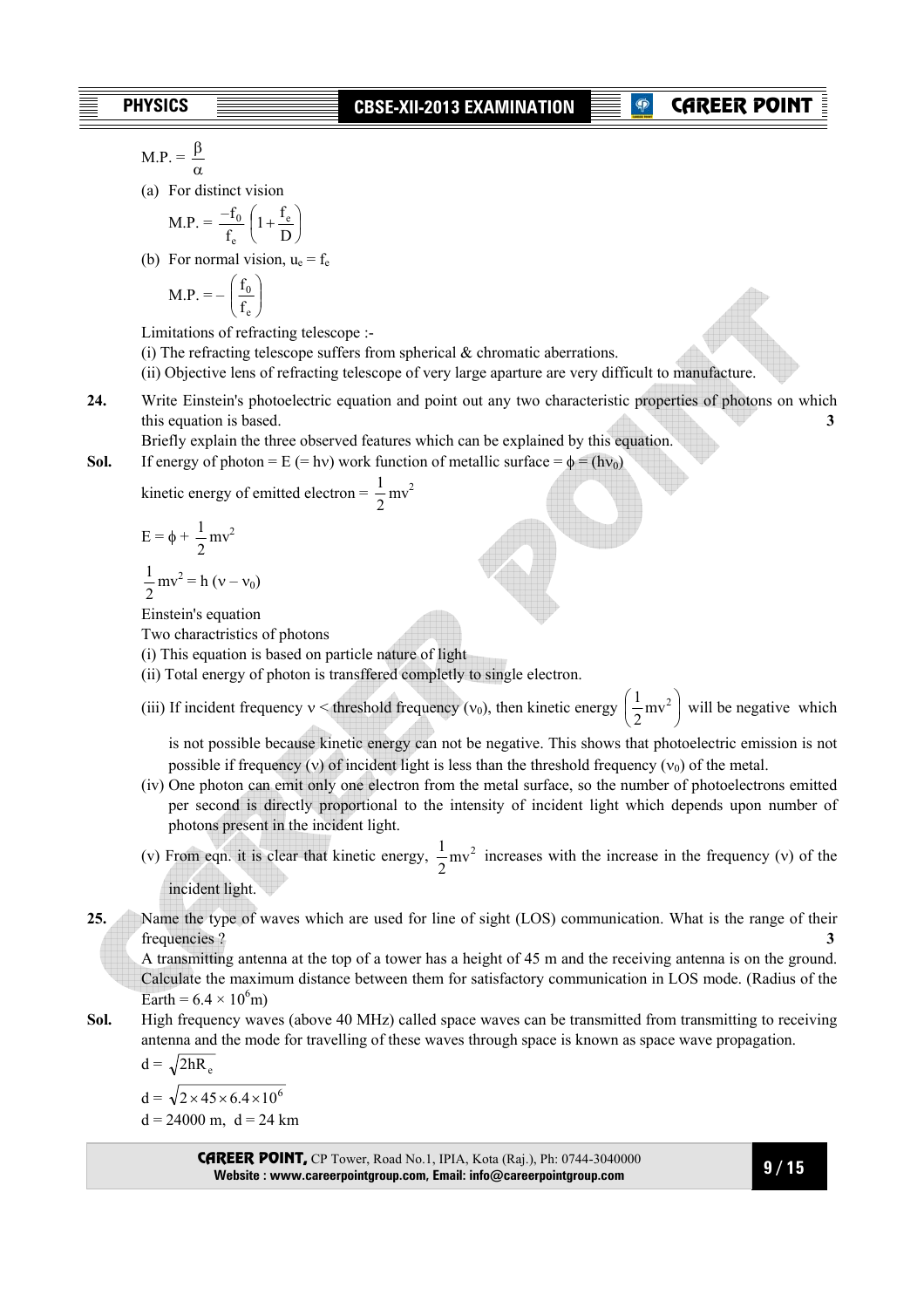M.P. = $\dfrac{\beta}{\alpha}$

(a) For distinct vision

M.P. = $\dfrac{-f_0}{f_e}\left(1+\dfrac{f_e}{D}\right)$

(b) For normal vision, $u_e = f_e$

M.P. = $-\left(\dfrac{f_0}{f_e}\right)$

Limitations of refracting telescope :-

(i) The refracting telescope suffers from spherical & chromatic aberrations.

(ii) Objective lens of refracting telescope of very large aparture are very difficult to manufacture.

**24.** Write Einstein's photoelectric equation and point out any two characteristic properties of photons on which this equation is based. **3**

Briefly explain the three observed features which can be explained by this equation.

**Sol.** If energy of photon = E (= hν) work function of metallic surface = $\phi = (h\nu_0)$

kinetic energy of emitted electron = $\dfrac{1}{2}mv^2$

$E = \phi + \dfrac{1}{2}mv^2$

$\dfrac{1}{2}mv^2 = h(\nu - \nu_0)$

Einstein's equation

Two charactristics of photons

(i) This equation is based on particle nature of light

(ii) Total energy of photon is transffered completly to single electron.

(iii) If incident frequency $\nu <$ threshold frequency $(\nu_0)$, then kinetic energy $\left(\dfrac{1}{2}mv^2\right)$ will be negative which is not possible because kinetic energy can not be negative. This shows that photoelectric emission is not possible if frequency (ν) of incident light is less than the threshold frequency $(\nu_0)$ of the metal.

(iv) One photon can emit only one electron from the metal surface, so the number of photoelectrons emitted per second is directly proportional to the intensity of incident light which depends upon number of photons present in the incident light.

(v) From eqn. it is clear that kinetic energy, $\dfrac{1}{2}mv^2$ increases with the increase in the frequency (ν) of the incident light.

**25.** Name the type of waves which are used for line of sight (LOS) communication. What is the range of their frequencies ? **3**

A transmitting antenna at the top of a tower has a height of 45 m and the receiving antenna is on the ground. Calculate the maximum distance between them for satisfactory communication in LOS mode. (Radius of the Earth = $6.4 \times 10^6$m)

**Sol.** High frequency waves (above 40 MHz) called space waves can be transmitted from transmitting to receiving antenna and the mode for travelling of these waves through space is known as space wave propagation.

$d = \sqrt{2hR_e}$

$d = \sqrt{2 \times 45 \times 6.4 \times 10^6}$

d = 24000 m, d = 24 km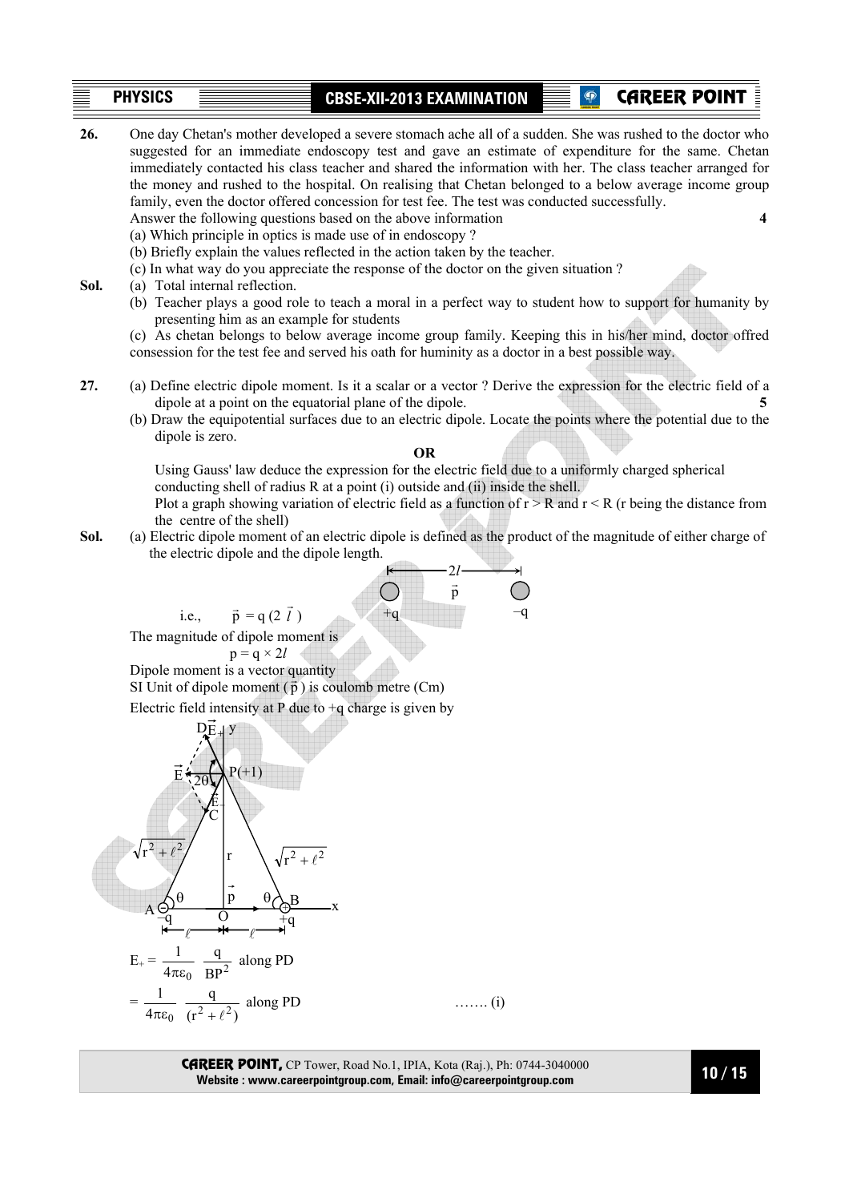**26.** One day Chetan's mother developed a severe stomach ache all of a sudden. She was rushed to the doctor who suggested for an immediate endoscopy test and gave an estimate of expenditure for the same. Chetan immediately contacted his class teacher and shared the information with her. The class teacher arranged for the money and rushed to the hospital. On realising that Chetan belonged to a below average income group family, even the doctor offered concession for test fee. The test was conducted successfully.

Answer the following questions based on the above information **4**

(a) Which principle in optics is made use of in endoscopy ?

(b) Briefly explain the values reflected in the action taken by the teacher.

(c) In what way do you appreciate the response of the doctor on the given situation ?

**Sol.** (a) Total internal reflection.

(b) Teacher plays a good role to teach a moral in a perfect way to student how to support for humanity by presenting him as an example for students

(c) As chetan belongs to below average income group family. Keeping this in his/her mind, doctor offred consession for the test fee and served his oath for huminity as a doctor in a best possible way.

**27.** (a) Define electric dipole moment. Is it a scalar or a vector ? Derive the expression for the electric field of a dipole at a point on the equatorial plane of the dipole. **5**

(b) Draw the equipotential surfaces due to an electric dipole. Locate the points where the potential due to the dipole is zero.

**OR**

Using Gauss' law deduce the expression for the electric field due to a uniformly charged spherical conducting shell of radius R at a point (i) outside and (ii) inside the shell.

Plot a graph showing variation of electric field as a function of $r > R$ and $r < R$ (r being the distance from the centre of the shell)

**Sol.** (a) Electric dipole moment of an electric dipole is defined as the product of the magnitude of either charge of the electric dipole and the dipole length.

i.e., $\vec{p} = q(2\vec{l})$

The magnitude of dipole moment is

$p = q \times 2l$

Dipole moment is a vector quantity

SI Unit of dipole moment ($\vec{p}$) is coulomb metre (Cm)

Electric field intensity at P due to +q charge is given by

$$E_+ = \frac{1}{4\pi\varepsilon_0}\frac{q}{BP^2} \text{ along PD}$$

$$= \frac{1}{4\pi\varepsilon_0}\frac{q}{(r^2+\ell^2)} \text{ along PD} \qquad \ldots\ldots\text{(i)}$$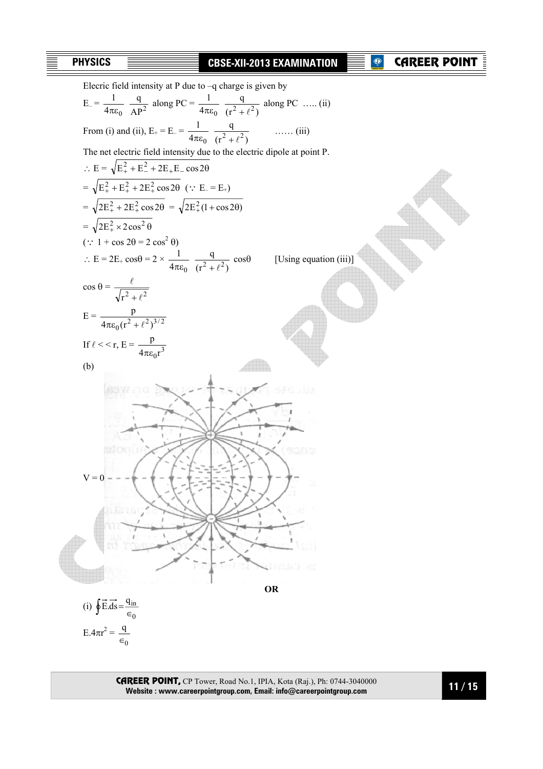Elecric field intensity at P due to –q charge is given by

$$E_- = \frac{1}{4\pi\varepsilon_0}\frac{q}{AP^2} \text{ along PC} = \frac{1}{4\pi\varepsilon_0}\frac{q}{(r^2+\ell^2)} \text{ along PC} \quad ..... \text{(ii)}$$

From (i) and (ii), $E_+ = E_- = \frac{1}{4\pi\varepsilon_0}\frac{q}{(r^2+\ell^2)}$ ...... (iii)

The net electric field intensity due to the electric dipole at point P.

$$\therefore E = \sqrt{E_+^2 + E_-^2 + 2E_+E_-\cos 2\theta}$$

$$= \sqrt{E_+^2 + E_+^2 + 2E_+^2\cos 2\theta} \quad (\because E_- = E_+)$$

$$= \sqrt{2E_+^2 + 2E_+^2\cos 2\theta} = \sqrt{2E_+^2(1+\cos 2\theta)}$$

$$= \sqrt{2E_+^2 \times 2\cos^2\theta}$$

$(\because 1 + \cos 2\theta = 2\cos^2\theta)$

$$\therefore E = 2E_+\cos\theta = 2 \times \frac{1}{4\pi\varepsilon_0}\frac{q}{(r^2+\ell^2)}\cos\theta \quad \text{[Using equation (iii)]}$$

$$\cos\theta = \frac{\ell}{\sqrt{r^2+\ell^2}}$$

$$E = \frac{p}{4\pi\varepsilon_0(r^2+\ell^2)^{3/2}}$$

If $\ell << r$, $E = \frac{p}{4\pi\varepsilon_0 r^3}$

(b)

V = 0

**OR**

(i) $\oint \vec{E}.\vec{ds} = \frac{q_{in}}{\epsilon_0}$

$$E.4\pi r^2 = \frac{q}{\epsilon_0}$$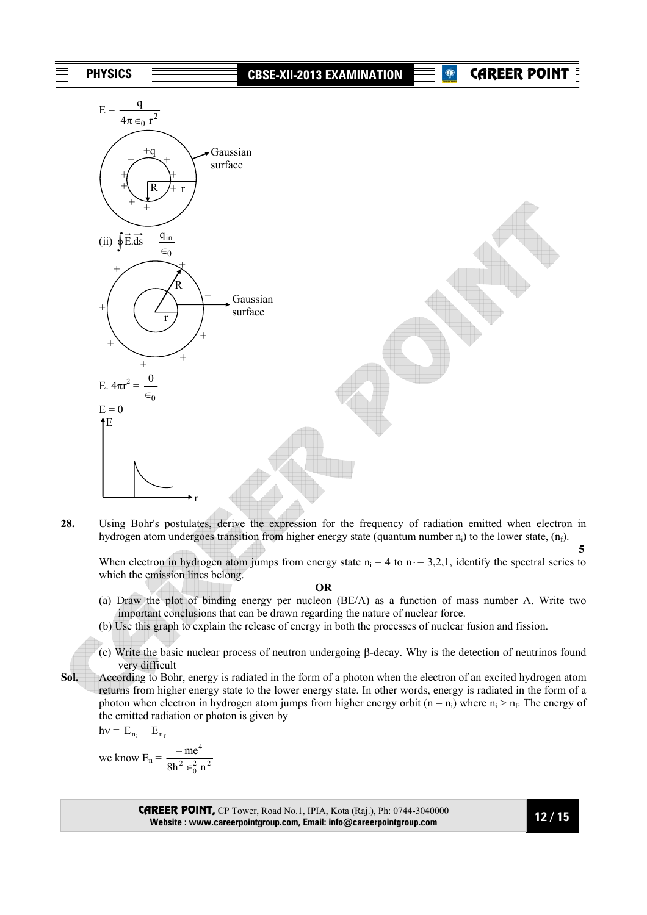$$E = \frac{q}{4\pi \epsilon_0 r^2}$$

+q

Gaussian surface

R

r

(ii) $\oint \vec{E}.\vec{ds} = \frac{q_{in}}{\epsilon_0}$

R

r

Gaussian surface

$$E.\ 4\pi r^2 = \frac{0}{\epsilon_0}$$

$E = 0$

E

r

**28.** Using Bohr's postulates, derive the expression for the frequency of radiation emitted when electron in hydrogen atom undergoes transition from higher energy state (quantum number $n_i$) to the lower state, ($n_f$). **5**

When electron in hydrogen atom jumps from energy state $n_i = 4$ to $n_f = 3,2,1$, identify the spectral series to which the emission lines belong.

**OR**

(a) Draw the plot of binding energy per nucleon (BE/A) as a function of mass number A. Write two important conclusions that can be drawn regarding the nature of nuclear force.

(b) Use this graph to explain the release of energy in both the processes of nuclear fusion and fission.

(c) Write the basic nuclear process of neutron undergoing $\beta$-decay. Why is the detection of neutrinos found very difficult

**Sol.** According to Bohr, energy is radiated in the form of a photon when the electron of an excited hydrogen atom returns from higher energy state to the lower energy state. In other words, energy is radiated in the form of a photon when electron in hydrogen atom jumps from higher energy orbit ($n = n_i$) where $n_i > n_f$. The energy of the emitted radiation or photon is given by

$$h\nu = E_{n_i} - E_{n_f}$$

we know $E_n = \frac{-me^4}{8h^2 \epsilon_0^2 n^2}$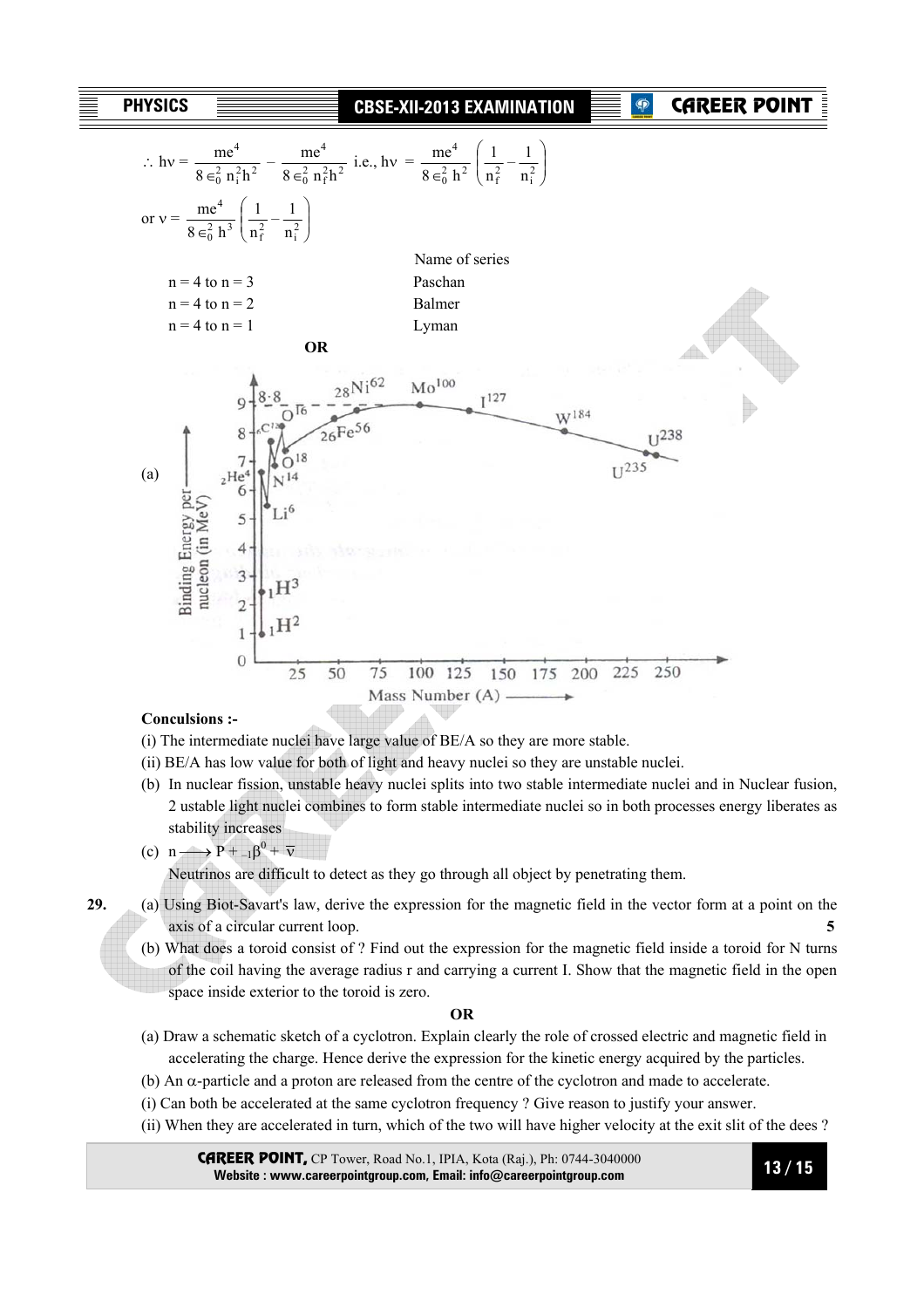$$\therefore h\nu = \frac{me^4}{8\epsilon_0^2 n_i^2 h^2} - \frac{me^4}{8\epsilon_0^2 n_f^2 h^2} \text{ i.e., } h\nu = \frac{me^4}{8\epsilon_0^2 h^2}\left(\frac{1}{n_f^2} - \frac{1}{n_i^2}\right)$$

$$\text{or } \nu = \frac{me^4}{8\epsilon_0^2 h^3}\left(\frac{1}{n_f^2} - \frac{1}{n_i^2}\right)$$

| | Name of series |
|---|---|
| n = 4 to n = 3 | Paschan |
| n = 4 to n = 2 | Balmer |
| n = 4 to n = 1 | Lyman |

**OR**

(a) [Graph: Binding Energy per nucleon (in MeV) vs Mass Number (A), showing ${}_1H^2$, ${}_1H^3$, $Li^6$, ${}_2He^4$, $N^{14}$, $O^{18}$, ${}_6C^{12}$, $O^{16}$, ${}_{26}Fe^{56}$, ${}_{28}Ni^{62}$ (8.8), $Mo^{100}$, $I^{127}$, $W^{184}$, $U^{235}$, $U^{238}$]

**Conculsions :-**

(i) The intermediate nuclei have large value of BE/A so they are more stable.

(ii) BE/A has low value for both of light and heavy nuclei so they are unstable nuclei.

(b) In nuclear fission, unstable heavy nuclei splits into two stable intermediate nuclei and in Nuclear fusion, 2 ustable light nuclei combines to form stable intermediate nuclei so in both processes energy liberates as stability increases

(c) $n \longrightarrow P + {}_{-1}\beta^0 + \overline{\nu}$

Neutrinos are difficult to detect as they go through all object by penetrating them.

**29.** (a) Using Biot-Savart's law, derive the expression for the magnetic field in the vector form at a point on the axis of a circular current loop. **5**

(b) What does a toroid consist of ? Find out the expression for the magnetic field inside a toroid for N turns of the coil having the average radius r and carrying a current I. Show that the magnetic field in the open space inside exterior to the toroid is zero.

**OR**

(a) Draw a schematic sketch of a cyclotron. Explain clearly the role of crossed electric and magnetic field in accelerating the charge. Hence derive the expression for the kinetic energy acquired by the particles.

(b) An $\alpha$-particle and a proton are released from the centre of the cyclotron and made to accelerate.

(i) Can both be accelerated at the same cyclotron frequency ? Give reason to justify your answer.

(ii) When they are accelerated in turn, which of the two will have higher velocity at the exit slit of the dees ?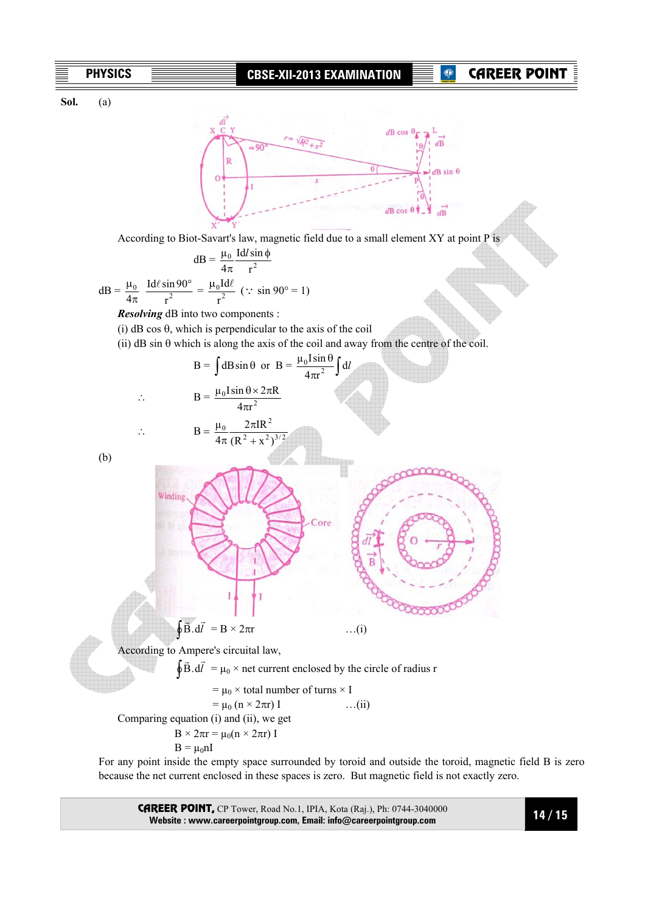**Sol.** (a)

According to Biot-Savart's law, magnetic field due to a small element XY at point P is

$$dB = \frac{\mu_0}{4\pi}\frac{Idl\sin\phi}{r^2}$$

$$dB = \frac{\mu_0}{4\pi}\frac{Id\ell\sin 90°}{r^2} = \frac{\mu_0 Id\ell}{r^2} \quad (\because \sin 90° = 1)$$

***Resolving*** dB into two components :

(i) dB cos θ, which is perpendicular to the axis of the coil

(ii) dB sin θ which is along the axis of the coil and away from the centre of the coil.

$$B = \int dB\sin\theta \;\text{ or }\; B = \frac{\mu_0 I\sin\theta}{4\pi r^2}\int dl$$

$$\therefore \quad B = \frac{\mu_0 I\sin\theta \times 2\pi R}{4\pi r^2}$$

$$\therefore \quad B = \frac{\mu_0}{4\pi}\frac{2\pi IR^2}{(R^2+x^2)^{3/2}}$$

(b)

$$\oint \vec{B}.d\vec{l} = B \times 2\pi r \qquad \ldots(i)$$

According to Ampere's circuital law,

$$\oint \vec{B}.d\vec{l} = \mu_0 \times \text{net current enclosed by the circle of radius r}$$

$$= \mu_0 \times \text{total number of turns} \times I$$

$$= \mu_0\,(n \times 2\pi r)\, I \qquad \ldots(ii)$$

Comparing equation (i) and (ii), we get

$$B \times 2\pi r = \mu_0(n \times 2\pi r)\, I$$

$$B = \mu_0 nI$$

For any point inside the empty space surrounded by toroid and outside the toroid, magnetic field B is zero because the net current enclosed in these spaces is zero. But magnetic field is not exactly zero.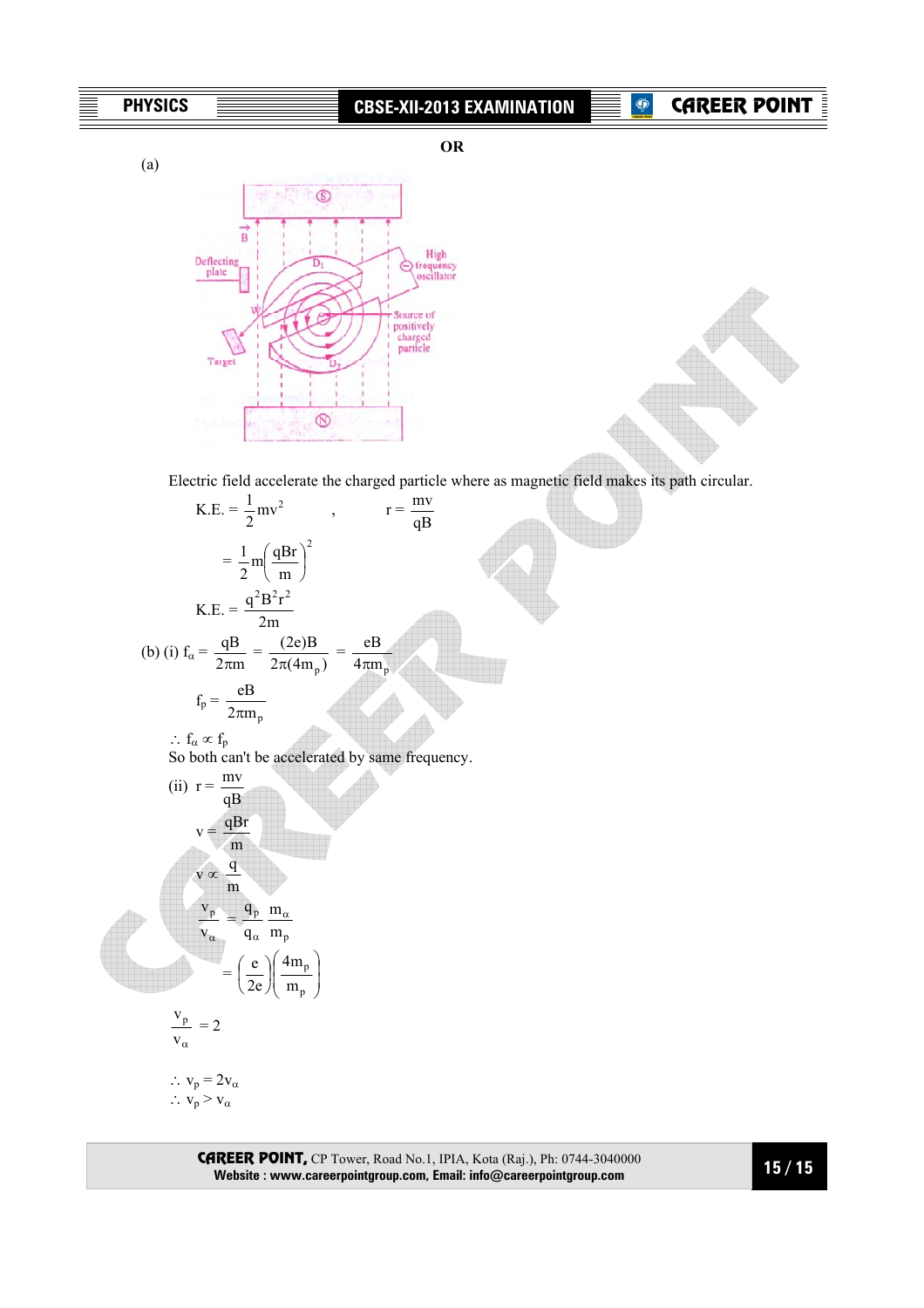**OR**

(a)

Deflecting plate

High frequency oscillator

Source of positively charged particle

Target

$\vec{B}$

$D_1$

$D_2$

Electric field accelerate the charged particle where as magnetic field makes its path circular.

$$\text{K.E.} = \frac{1}{2}mv^2 \qquad , \qquad r = \frac{mv}{qB}$$

$$= \frac{1}{2}m\left(\frac{qBr}{m}\right)^2$$

$$\text{K.E.} = \frac{q^2B^2r^2}{2m}$$

(b) (i) $f_\alpha = \dfrac{qB}{2\pi m} = \dfrac{(2e)B}{2\pi(4m_p)} = \dfrac{eB}{4\pi m_p}$

$$f_p = \frac{eB}{2\pi m_p}$$

$\therefore f_\alpha \propto f_p$

So both can't be accelerated by same frequency.

(ii) $r = \dfrac{mv}{qB}$

$$v = \frac{qBr}{m}$$

$$v \propto \frac{q}{m}$$

$$\frac{v_p}{v_\alpha} = \frac{q_p}{q_\alpha}\,\frac{m_\alpha}{m_p}$$

$$= \left(\frac{e}{2e}\right)\left(\frac{4m_p}{m_p}\right)$$

$$\frac{v_p}{v_\alpha} = 2$$

$\therefore v_p = 2v_\alpha$

$\therefore v_p > v_\alpha$